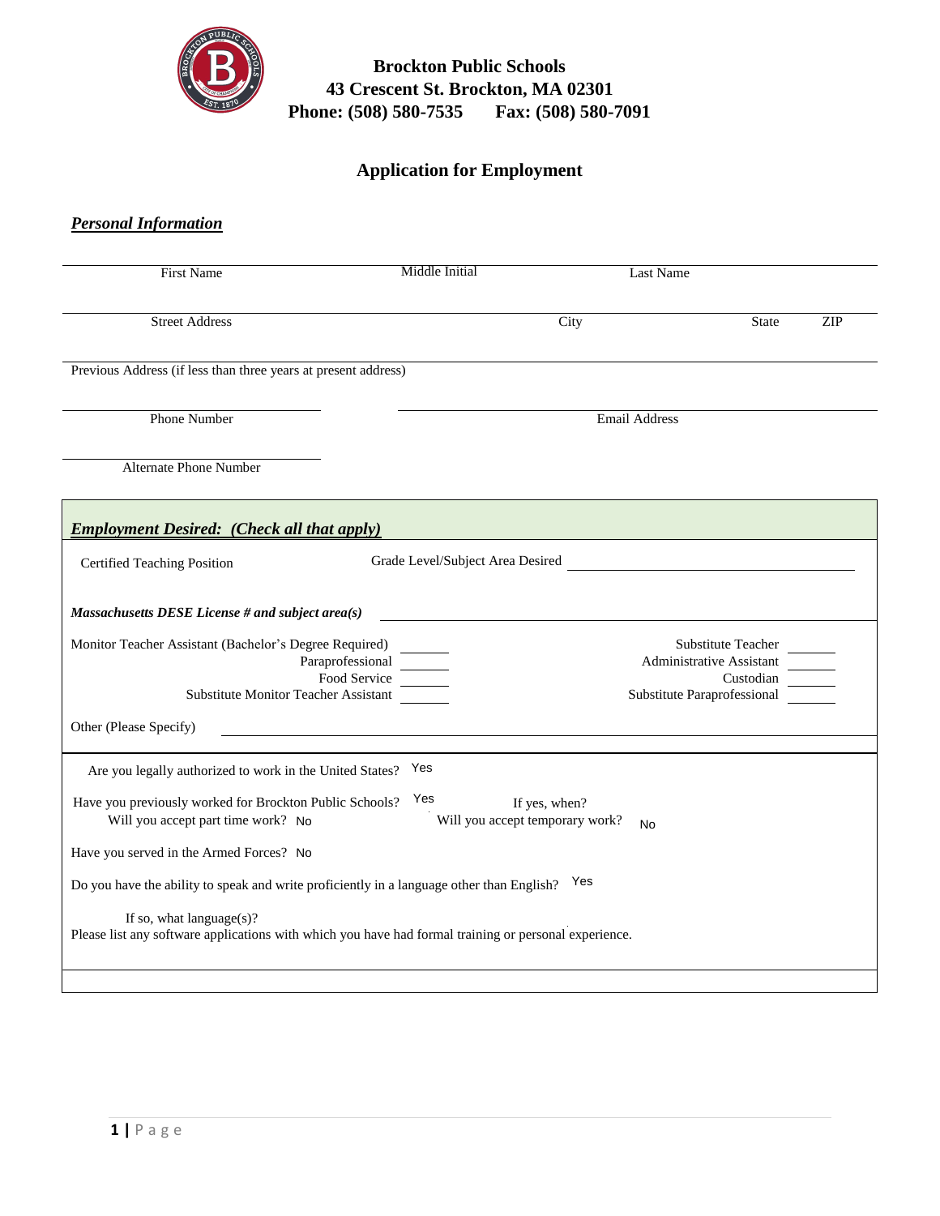**Brockton Public Schools**
**43 Crescent St. Brockton, MA 02301**
**Phone: (508) 580-7535 Fax: (508) 580-7091**

# Application for Employment

## ***Personal Information***

First Name Middle Initial Last Name

Street Address City State ZIP

Previous Address (if less than three years at present address)

Phone Number Email Address

Alternate Phone Number

## ***Employment Desired: (Check all that apply)***

Certified Teaching Position Grade Level/Subject Area Desired

***Massachusetts DESE License # and subject area(s)***

Monitor Teacher Assistant (Bachelor's Degree Required) ______
Paraprofessional ______
Food Service ______
Substitute Monitor Teacher Assistant ______

Substitute Teacher ______
Administrative Assistant ______
Custodian ______
Substitute Paraprofessional ______

Other (Please Specify)

Are you legally authorized to work in the United States? Yes

Have you previously worked for Brockton Public Schools? Yes If yes, when?

Will you accept part time work? No Will you accept temporary work? No

Have you served in the Armed Forces? No

Do you have the ability to speak and write proficiently in a language other than English? Yes

If so, what language(s)?

Please list any software applications with which you have had formal training or personal experience.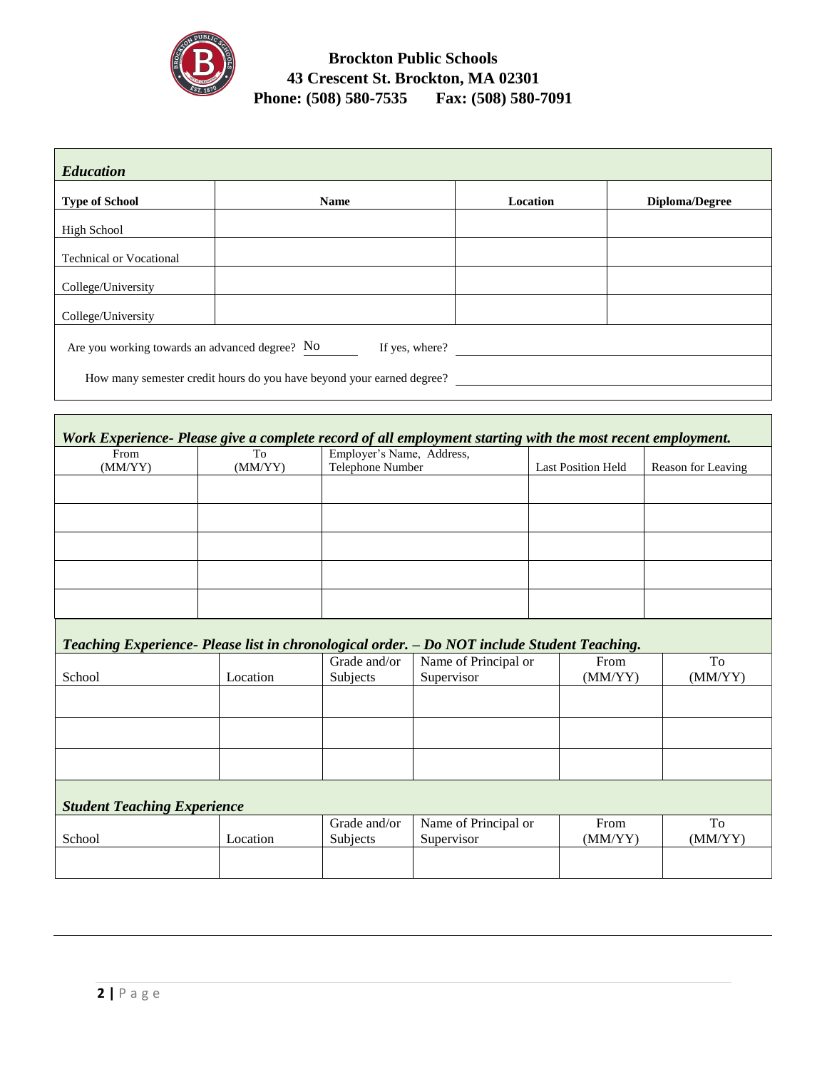**Brockton Public Schools**
**43 Crescent St. Brockton, MA 02301**
**Phone: (508) 580-7535 Fax: (508) 580-7091**

### *Education*

| Type of School | Name | Location | Diploma/Degree |
|---|---|---|---|
| High School | | | |
| Technical or Vocational | | | |
| College/University | | | |
| College/University | | | |

Are you working towards an advanced degree? No If yes, where? ____________________

How many semester credit hours do you have beyond your earned degree? ____________________

### *Work Experience- Please give a complete record of all employment starting with the most recent employment.*

| From (MM/YY) | To (MM/YY) | Employer's Name, Address, Telephone Number | Last Position Held | Reason for Leaving |
|---|---|---|---|---|
| | | | | |
| | | | | |
| | | | | |
| | | | | |
| | | | | |

### *Teaching Experience- Please list in chronological order. – Do NOT include Student Teaching.*

| School | Location | Grade and/or Subjects | Name of Principal or Supervisor | From (MM/YY) | To (MM/YY) |
|---|---|---|---|---|---|
| | | | | | |
| | | | | | |
| | | | | | |

### *Student Teaching Experience*

| School | Location | Grade and/or Subjects | Name of Principal or Supervisor | From (MM/YY) | To (MM/YY) |
|---|---|---|---|---|---|
| | | | | | |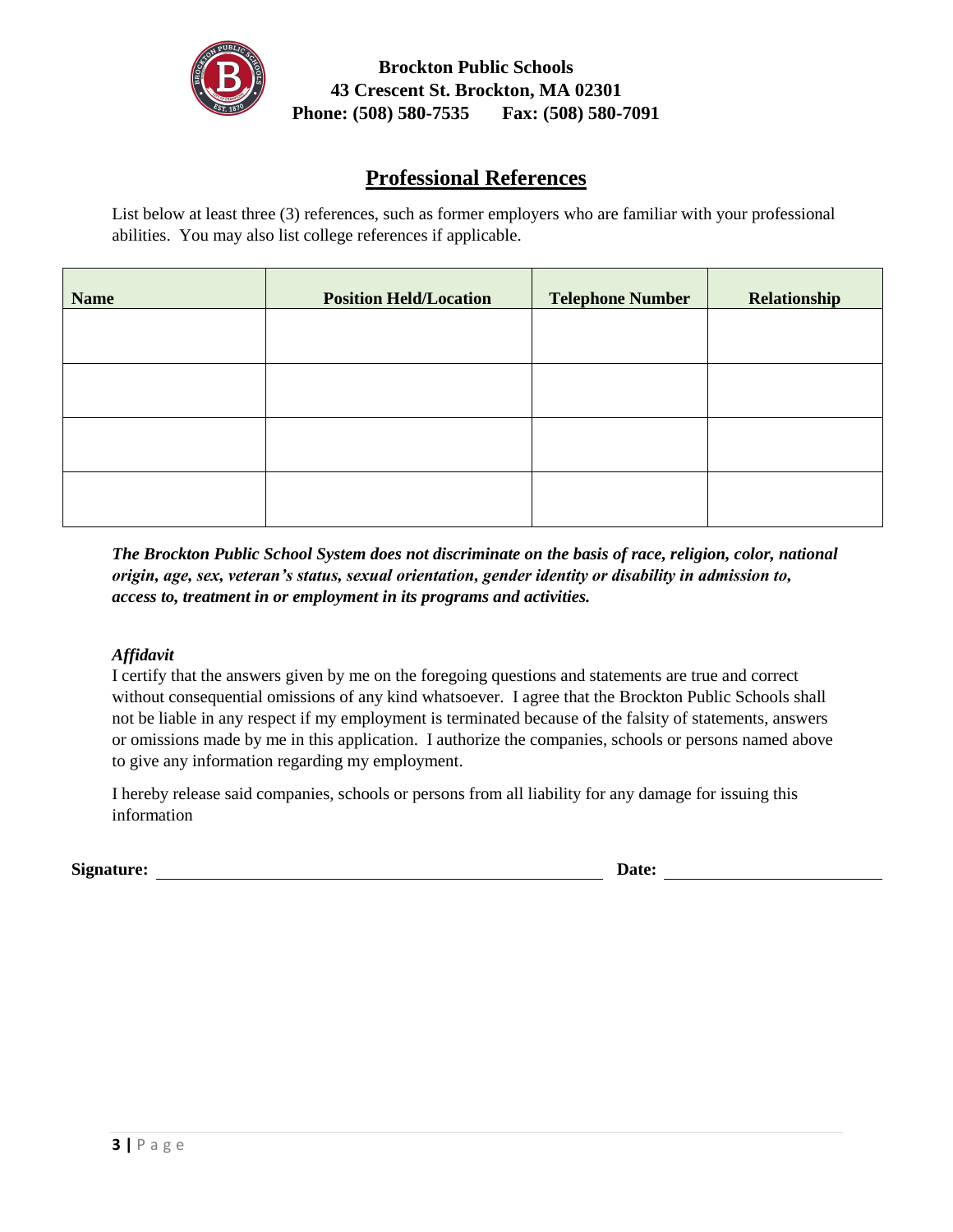**Brockton Public Schools**
**43 Crescent St. Brockton, MA 02301**
**Phone: (508) 580-7535 Fax: (508) 580-7091**

## Professional References

List below at least three (3) references, such as former employers who are familiar with your professional abilities. You may also list college references if applicable.

| Name | Position Held/Location | Telephone Number | Relationship |
|---|---|---|---|
| | | | |
| | | | |
| | | | |
| | | | |

***The Brockton Public School System does not discriminate on the basis of race, religion, color, national origin, age, sex, veteran's status, sexual orientation, gender identity or disability in admission to, access to, treatment in or employment in its programs and activities.***

*Affidavit*

I certify that the answers given by me on the foregoing questions and statements are true and correct without consequential omissions of any kind whatsoever. I agree that the Brockton Public Schools shall not be liable in any respect if my employment is terminated because of the falsity of statements, answers or omissions made by me in this application. I authorize the companies, schools or persons named above to give any information regarding my employment.

I hereby release said companies, schools or persons from all liability for any damage for issuing this information

**Signature:** ______________________________ **Date:** ________________